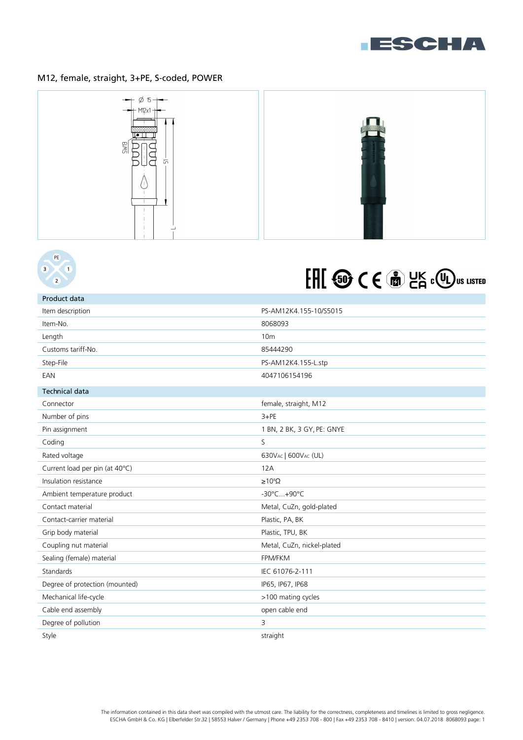# M12, female, straight, 3+PE, S-coded, POWER

| Product data | |
|---|---|
| Item description | PS-AM12K4.155-10/S5015 |
| Item-No. | 8068093 |
| Length | 10m |
| Customs tariff-No. | 85444290 |
| Step-File | PS-AM12K4.155-L.stp |
| EAN | 4047106154196 |

| Technical data | |
|---|---|
| Connector | female, straight, M12 |
| Number of pins | 3+PE |
| Pin assignment | 1 BN, 2 BK, 3 GY, PE: GNYE |
| Coding | S |
| Rated voltage | $630V_{AC}$ \| $600V_{AC}$ (UL) |
| Current load per pin (at 40°C) | 12A |
| Insulation resistance | $\geq 10^{8}\Omega$ |
| Ambient temperature product | -30°C...+90°C |
| Contact material | Metal, CuZn, gold-plated |
| Contact-carrier material | Plastic, PA, BK |
| Grip body material | Plastic, TPU, BK |
| Coupling nut material | Metal, CuZn, nickel-plated |
| Sealing (female) material | FPM/FKM |
| Standards | IEC 61076-2-111 |
| Degree of protection (mounted) | IP65, IP67, IP68 |
| Mechanical life-cycle | >100 mating cycles |
| Cable end assembly | open cable end |
| Degree of pollution | 3 |
| Style | straight |

The information contained in this data sheet was compiled with the utmost care. The liability for the correctness, completeness and timelines is limited to gross negligence.
ESCHA GmbH & Co. KG | Elberfelder Str.32 | 58553 Halver / Germany | Phone +49 2353 708 - 800 | Fax +49 2353 708 - 8410 | version: 04.07.2018 8068093 page: 1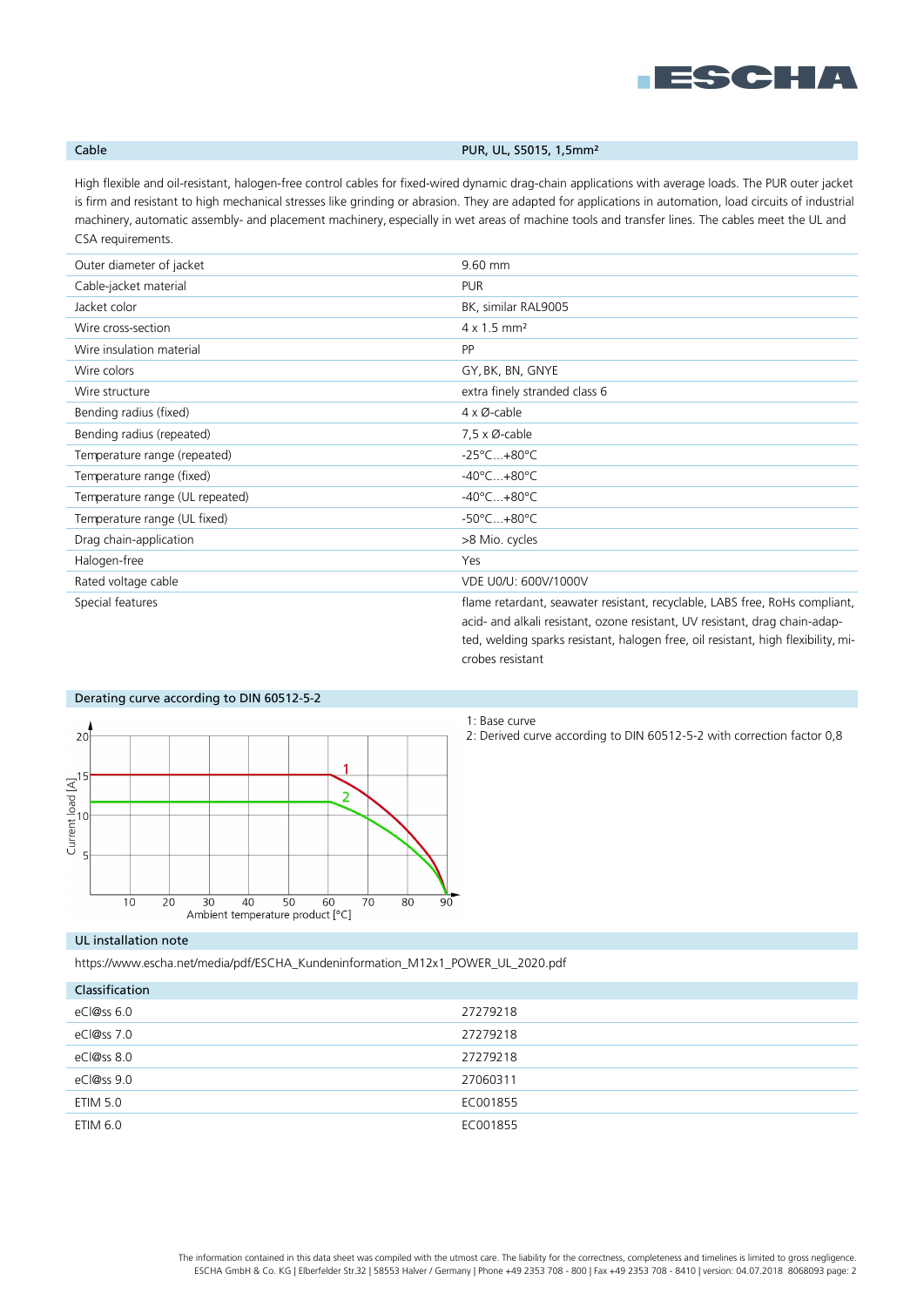| Cable | PUR, UL, S5015, 1,5mm² |
|---|---|

High flexible and oil-resistant, halogen-free control cables for fixed-wired dynamic drag-chain applications with average loads. The PUR outer jacket is firm and resistant to high mechanical stresses like grinding or abrasion. They are adapted for applications in automation, load circuits of industrial machinery, automatic assembly- and placement machinery, especially in wet areas of machine tools and transfer lines. The cables meet the UL and CSA requirements.

| | |
|---|---|
| Outer diameter of jacket | 9.60 mm |
| Cable-jacket material | PUR |
| Jacket color | BK, similar RAL9005 |
| Wire cross-section | 4 x 1.5 mm² |
| Wire insulation material | PP |
| Wire colors | GY, BK, BN, GNYE |
| Wire structure | extra finely stranded class 6 |
| Bending radius (fixed) | 4 x Ø-cable |
| Bending radius (repeated) | 7,5 x Ø-cable |
| Temperature range (repeated) | -25°C...+80°C |
| Temperature range (fixed) | -40°C...+80°C |
| Temperature range (UL repeated) | -40°C...+80°C |
| Temperature range (UL fixed) | -50°C...+80°C |
| Drag chain-application | >8 Mio. cycles |
| Halogen-free | Yes |
| Rated voltage cable | VDE U0/U: 600V/1000V |
| Special features | flame retardant, seawater resistant, recyclable, LABS free, RoHs compliant, acid- and alkali resistant, ozone resistant, UV resistant, drag chain-adapted, welding sparks resistant, halogen free, oil resistant, high flexibility, microbes resistant |

## Derating curve according to DIN 60512-5-2

Current load [A]

20
15
10
5

10 20 30 40 50 60 70 80 90

Ambient temperature product [°C]

1
2

1: Base curve
2: Derived curve according to DIN 60512-5-2 with correction factor 0,8

## UL installation note

https://www.escha.net/media/pdf/ESCHA_Kundeninformation_M12x1_POWER_UL_2020.pdf

## Classification

| | |
|---|---|
| eCl@ss 6.0 | 27279218 |
| eCl@ss 7.0 | 27279218 |
| eCl@ss 8.0 | 27279218 |
| eCl@ss 9.0 | 27060311 |
| ETIM 5.0 | EC001855 |
| ETIM 6.0 | EC001855 |

The information contained in this data sheet was compiled with the utmost care. The liability for the correctness, completeness and timelines is limited to gross negligence.
ESCHA GmbH & Co. KG | Elberfelder Str.32 | 58553 Halver / Germany | Phone +49 2353 708 - 800 | Fax +49 2353 708 - 8410 | version: 04.07.2018 8068093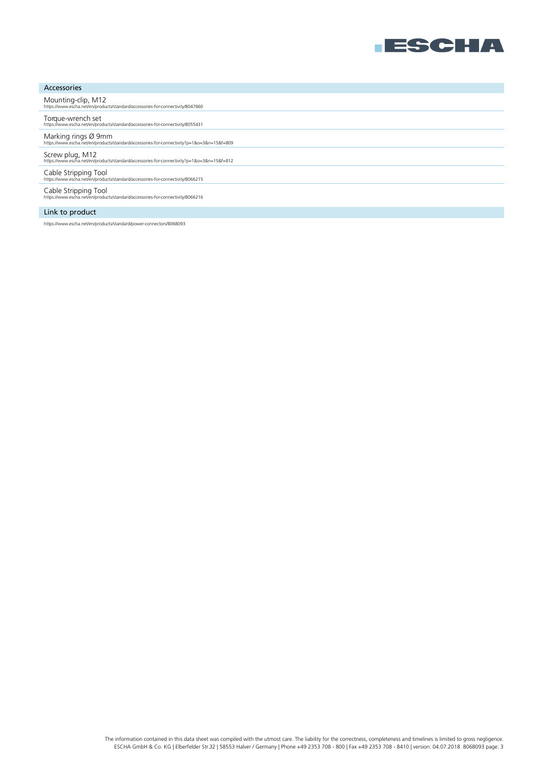## Accessories

Mounting-clip, M12
https://www.escha.net/en/products/standard/accessories-for-connectivity/8047660

Torque-wrench set
https://www.escha.net/en/products/standard/accessories-for-connectivity/8055431

Marking rings Ø 9mm
https://www.escha.net/en/products/standard/accessories-for-connectivity?p=1&o=3&n=15&f=809

Screw plug, M12
https://www.escha.net/en/products/standard/accessories-for-connectivity?p=1&o=3&n=15&f=812

Cable Stripping Tool
https://www.escha.net/en/products/standard/accessories-for-connectivity/8066215

Cable Stripping Tool
https://www.escha.net/en/products/standard/accessories-for-connectivity/8066216

## Link to product

https://www.escha.net/en/products/standard/power-connectors/8068093

The information contained in this data sheet was compiled with the utmost care. The liability for the correctness, completeness and timelines is limited to gross negligence.
ESCHA GmbH & Co. KG | Elberfelder Str.32 | 58553 Halver / Germany | Phone +49 2353 708 - 800 | Fax +49 2353 708 - 8410 | version: 04.07.2018 8068093